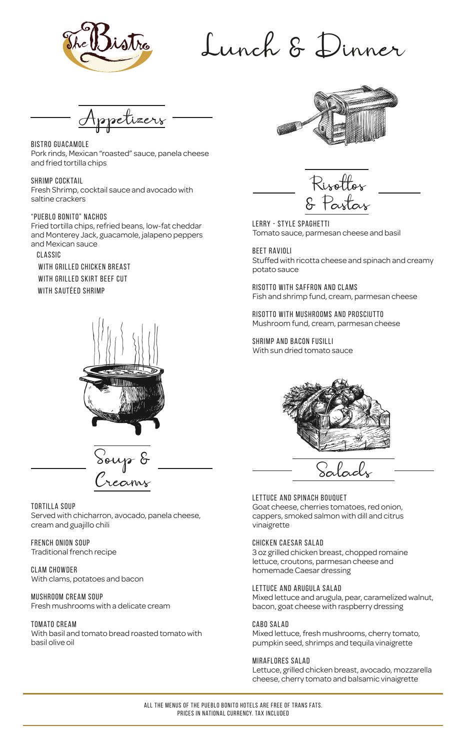# Lunch & Dinner

## Appetizers

BISTRO GUACAMOLE
Pork rinds, Mexican "roasted" sauce, panela cheese and fried tortilla chips

SHRIMP COCKTAIL
Fresh Shrimp, cocktail sauce and avocado with saltine crackers

"PUEBLO BONITO" NACHOS
Fried tortilla chips, refried beans, low-fat cheddar and Monterey Jack, guacamole, jalapeno peppers and Mexican sauce

- CLASSIC
- WITH GRILLED CHICKEN BREAST
- WITH GRILLED SKIRT BEEF CUT
- WITH SAUTÉED SHRIMP

## Soup & Creams

TORTILLA SOUP
Served with chicharron, avocado, panela cheese, cream and guajillo chili

FRENCH ONION SOUP
Traditional french recipe

CLAM CHOWDER
With clams, potatoes and bacon

MUSHROOM CREAM SOUP
Fresh mushrooms with a delicate cream

TOMATO CREAM
With basil and tomato bread roasted tomato with basil olive oil

## Risottos & Pastas

LERRY - STYLE SPAGHETTI
Tomato sauce, parmesan cheese and basil

BEET RAVIOLI
Stuffed with ricotta cheese and spinach and creamy potato sauce

RISOTTO WITH SAFFRON AND CLAMS
Fish and shrimp fund, cream, parmesan cheese

RISOTTO WITH MUSHROOMS AND PROSCIUTTO
Mushroom fund, cream, parmesan cheese

SHRIMP AND BACON FUSILLI
With sun dried tomato sauce

## Salads

LETTUCE AND SPINACH BOUQUET
Goat cheese, cherries tomatoes, red onion, cappers, smoked salmon with dill and citrus vinaigrette

CHICKEN CAESAR SALAD
3 oz grilled chicken breast, chopped romaine lettuce, croutons, parmesan cheese and homemade Caesar dressing

LETTUCE AND ARUGULA SALAD
Mixed lettuce and arugula, pear, caramelized walnut, bacon, goat cheese with raspberry dressing

CABO SALAD
Mixed lettuce, fresh mushrooms, cherry tomato, pumpkin seed, shrimps and tequila vinaigrette

MIRAFLORES SALAD
Lettuce, grilled chicken breast, avocado, mozzarella cheese, cherry tomato and balsamic vinaigrette

ALL THE MENUS OF THE PUEBLO BONITO HOTELS ARE FREE OF TRANS FATS.
PRICES IN NATIONAL CURRENCY. TAX INCLUDED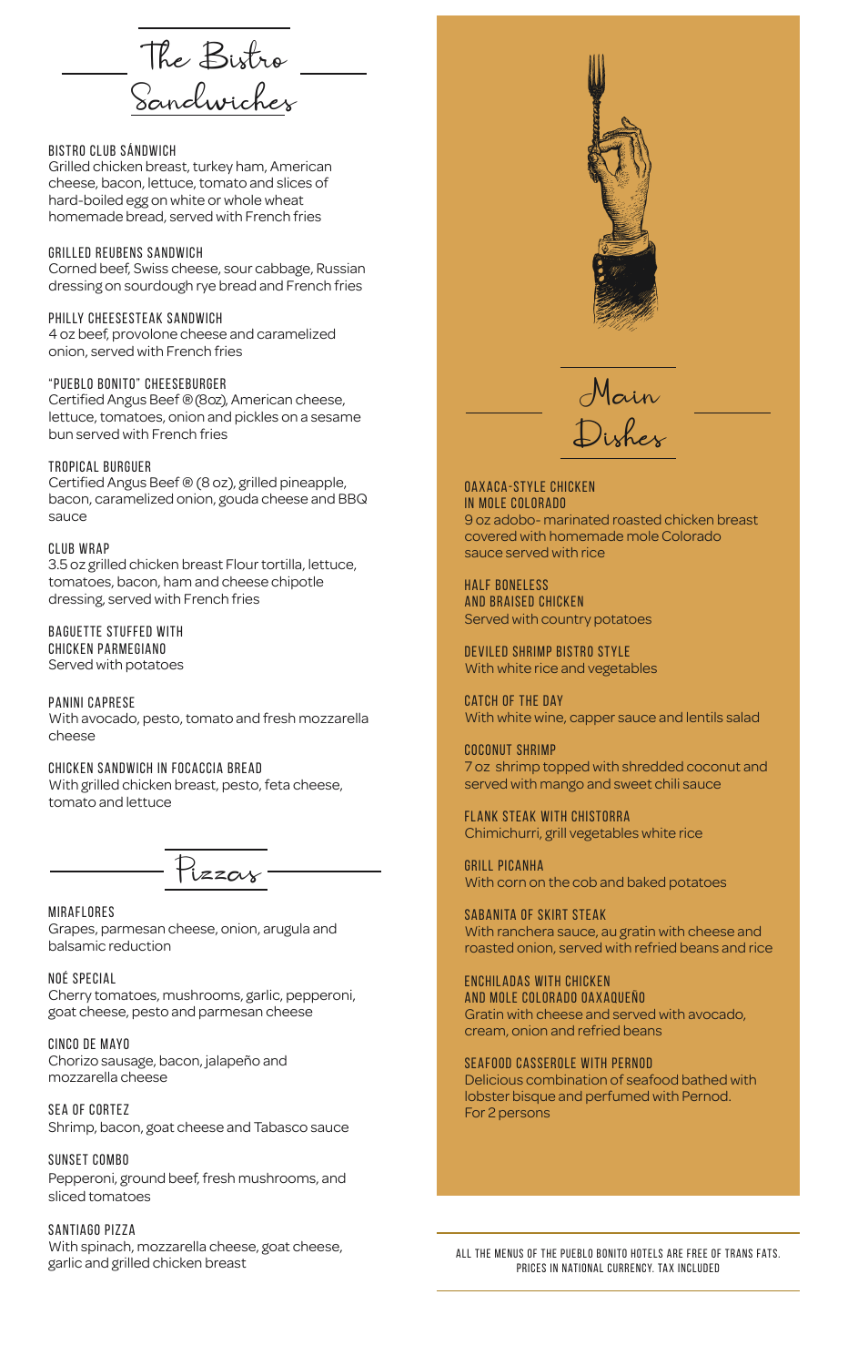## The Bistro Sandwiches

BISTRO CLUB SÁNDWICH
Grilled chicken breast, turkey ham, American cheese, bacon, lettuce, tomato and slices of hard-boiled egg on white or whole wheat homemade bread, served with French fries

GRILLED REUBENS SANDWICH
Corned beef, Swiss cheese, sour cabbage, Russian dressing on sourdough rye bread and French fries

PHILLY CHEESESTEAK SANDWICH
4 oz beef, provolone cheese and caramelized onion, served with French fries

"PUEBLO BONITO" CHEESEBURGER
Certified Angus Beef ® (8oz), American cheese, lettuce, tomatoes, onion and pickles on a sesame bun served with French fries

TROPICAL BURGUER
Certified Angus Beef ® (8 oz), grilled pineapple, bacon, caramelized onion, gouda cheese and BBQ sauce

CLUB WRAP
3.5 oz grilled chicken breast Flour tortilla, lettuce, tomatoes, bacon, ham and cheese chipotle dressing, served with French fries

BAGUETTE STUFFED WITH CHICKEN PARMEGIANO
Served with potatoes

PANINI CAPRESE
With avocado, pesto, tomato and fresh mozzarella cheese

CHICKEN SANDWICH IN FOCACCIA BREAD
With grilled chicken breast, pesto, feta cheese, tomato and lettuce

## Pizzas

MIRAFLORES
Grapes, parmesan cheese, onion, arugula and balsamic reduction

NOÉ SPECIAL
Cherry tomatoes, mushrooms, garlic, pepperoni, goat cheese, pesto and parmesan cheese

CINCO DE MAYO
Chorizo sausage, bacon, jalapeño and mozzarella cheese

SEA OF CORTEZ
Shrimp, bacon, goat cheese and Tabasco sauce

SUNSET COMBO
Pepperoni, ground beef, fresh mushrooms, and sliced tomatoes

SANTIAGO PIZZA
With spinach, mozzarella cheese, goat cheese, garlic and grilled chicken breast

## Main Dishes

OAXACA-STYLE CHICKEN IN MOLE COLORADO
9 oz adobo- marinated roasted chicken breast covered with homemade mole Colorado sauce served with rice

HALF BONELESS AND BRAISED CHICKEN
Served with country potatoes

DEVILED SHRIMP BISTRO STYLE
With white rice and vegetables

CATCH OF THE DAY
With white wine, capper sauce and lentils salad

COCONUT SHRIMP
7 oz shrimp topped with shredded coconut and served with mango and sweet chili sauce

FLANK STEAK WITH CHISTORRA
Chimichurri, grill vegetables white rice

GRILL PICANHA
With corn on the cob and baked potatoes

SABANITA OF SKIRT STEAK
With ranchera sauce, au gratin with cheese and roasted onion, served with refried beans and rice

ENCHILADAS WITH CHICKEN AND MOLE COLORADO OAXAQUEÑO
Gratin with cheese and served with avocado, cream, onion and refried beans

SEAFOOD CASSEROLE WITH PERNOD
Delicious combination of seafood bathed with lobster bisque and perfumed with Pernod. For 2 persons

ALL THE MENUS OF THE PUEBLO BONITO HOTELS ARE FREE OF TRANS FATS.
PRICES IN NATIONAL CURRENCY. TAX INCLUDED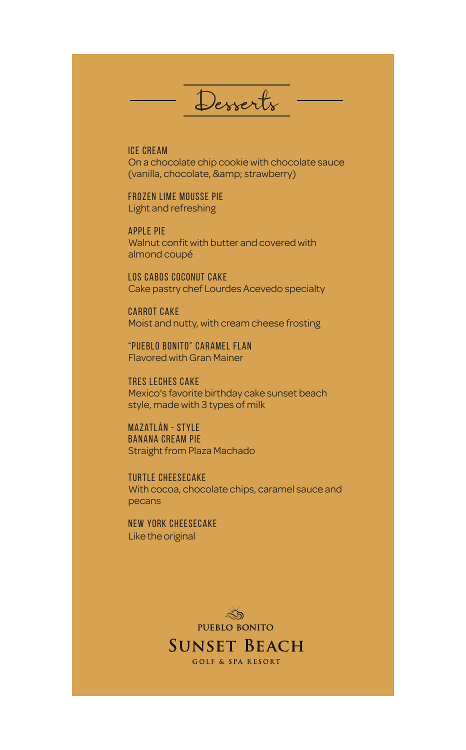# Desserts

**ICE CREAM**
On a chocolate chip cookie with chocolate sauce (vanilla, chocolate, &amp; strawberry)

**FROZEN LIME MOUSSE PIE**
Light and refreshing

**APPLE PIE**
Walnut confit with butter and covered with almond coupé

**LOS CABOS COCONUT CAKE**
Cake pastry chef Lourdes Acevedo specialty

**CARROT CAKE**
Moist and nutty, with cream cheese frosting

**"PUEBLO BONITO" CARAMEL FLAN**
Flavored with Gran Mainer

**TRES LECHES CAKE**
Mexico's favorite birthday cake sunset beach style, made with 3 types of milk

**MAZATLÁN - STYLE BANANA CREAM PIE**
Straight from Plaza Machado

**TURTLE CHEESECAKE**
With cocoa, chocolate chips, caramel sauce and pecans

**NEW YORK CHEESECAKE**
Like the original

PUEBLO BONITO
SUNSET BEACH
GOLF & SPA RESORT